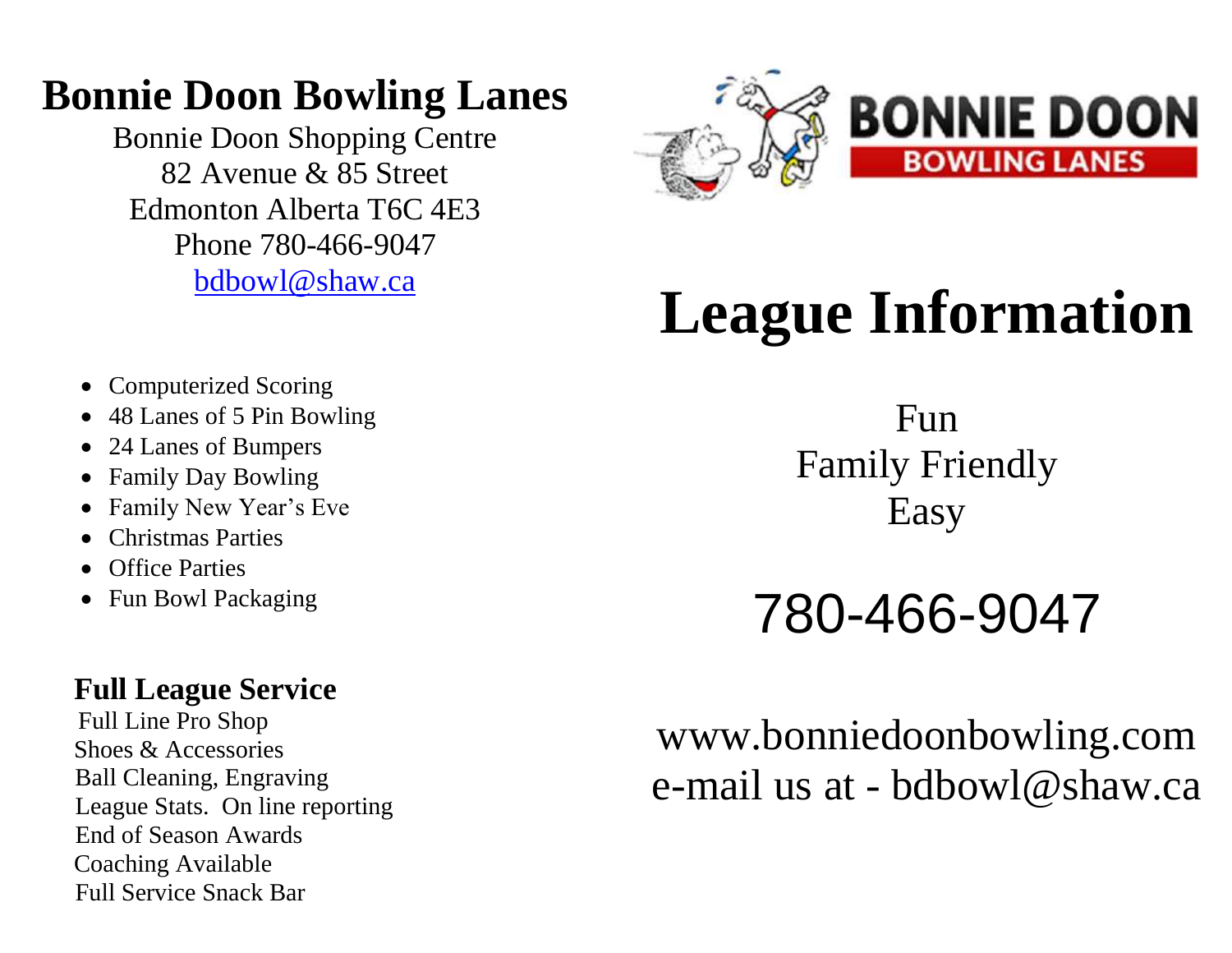# Bonnie Doon Bowling Lanes

Bonnie Doon Shopping Centre
82 Avenue & 85 Street
Edmonton Alberta T6C 4E3
Phone 780-466-9047
bdbowl@shaw.ca

- Computerized Scoring
- 48 Lanes of 5 Pin Bowling
- 24 Lanes of Bumpers
- Family Day Bowling
- Family New Year's Eve
- Christmas Parties
- Office Parties
- Fun Bowl Packaging

**Full League Service**

Full Line Pro Shop
Shoes & Accessories
Ball Cleaning, Engraving
League Stats. On line reporting
End of Season Awards
Coaching Available
Full Service Snack Bar

BONNIE DOON
BOWLING LANES

# League Information

Fun
Family Friendly
Easy

780-466-9047

www.bonniedoonbowling.com
e-mail us at - bdbowl@shaw.ca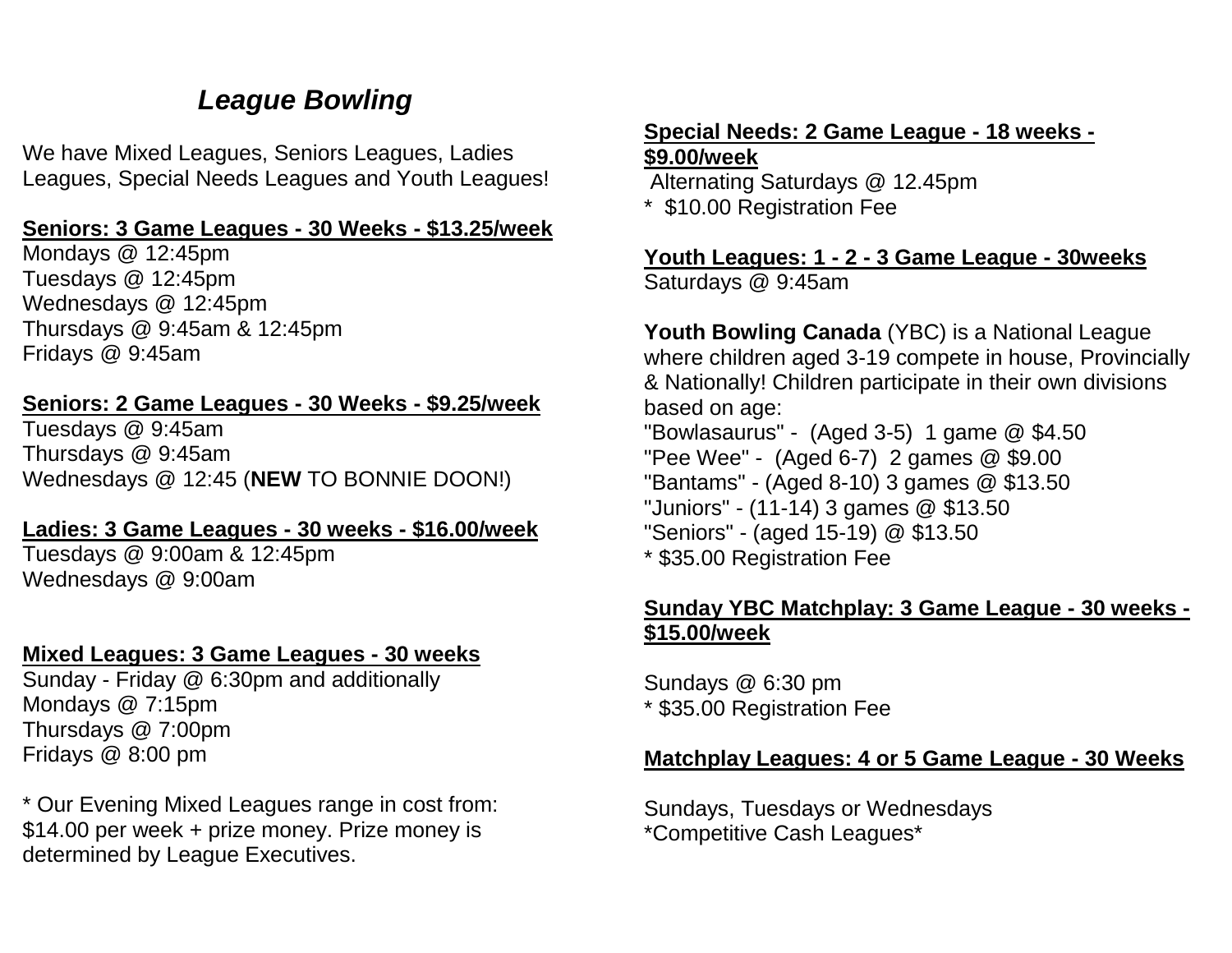## *League Bowling*

We have Mixed Leagues, Seniors Leagues, Ladies Leagues, Special Needs Leagues and Youth Leagues!

**Seniors: 3 Game Leagues - 30 Weeks - $13.25/week**

Mondays @ 12:45pm
Tuesdays @ 12:45pm
Wednesdays @ 12:45pm
Thursdays @ 9:45am & 12:45pm
Fridays @ 9:45am

**Seniors: 2 Game Leagues - 30 Weeks - $9.25/week**

Tuesdays @ 9:45am
Thursdays @ 9:45am
Wednesdays @ 12:45 (**NEW** TO BONNIE DOON!)

**Ladies: 3 Game Leagues - 30 weeks - $16.00/week**

Tuesdays @ 9:00am & 12:45pm
Wednesdays @ 9:00am

**Mixed Leagues: 3 Game Leagues - 30 weeks**

Sunday - Friday @ 6:30pm and additionally
Mondays @ 7:15pm
Thursdays @ 7:00pm
Fridays @ 8:00 pm

* Our Evening Mixed Leagues range in cost from: $14.00 per week + prize money. Prize money is determined by League Executives.

**Special Needs: 2 Game League - 18 weeks - $9.00/week**

Alternating Saturdays @ 12.45pm
* $10.00 Registration Fee

**Youth Leagues: 1 - 2 - 3 Game League - 30weeks**

Saturdays @ 9:45am

**Youth Bowling Canada** (YBC) is a National League where children aged 3-19 compete in house, Provincially & Nationally! Children participate in their own divisions based on age:
"Bowlasaurus" - (Aged 3-5) 1 game @ $4.50
"Pee Wee" - (Aged 6-7) 2 games @ $9.00
"Bantams" - (Aged 8-10) 3 games @ $13.50
"Juniors" - (11-14) 3 games @ $13.50
"Seniors" - (aged 15-19) @ $13.50
* $35.00 Registration Fee

**Sunday YBC Matchplay: 3 Game League - 30 weeks - $15.00/week**

Sundays @ 6:30 pm
* $35.00 Registration Fee

**Matchplay Leagues: 4 or 5 Game League - 30 Weeks**

Sundays, Tuesdays or Wednesdays
*Competitive Cash Leagues*